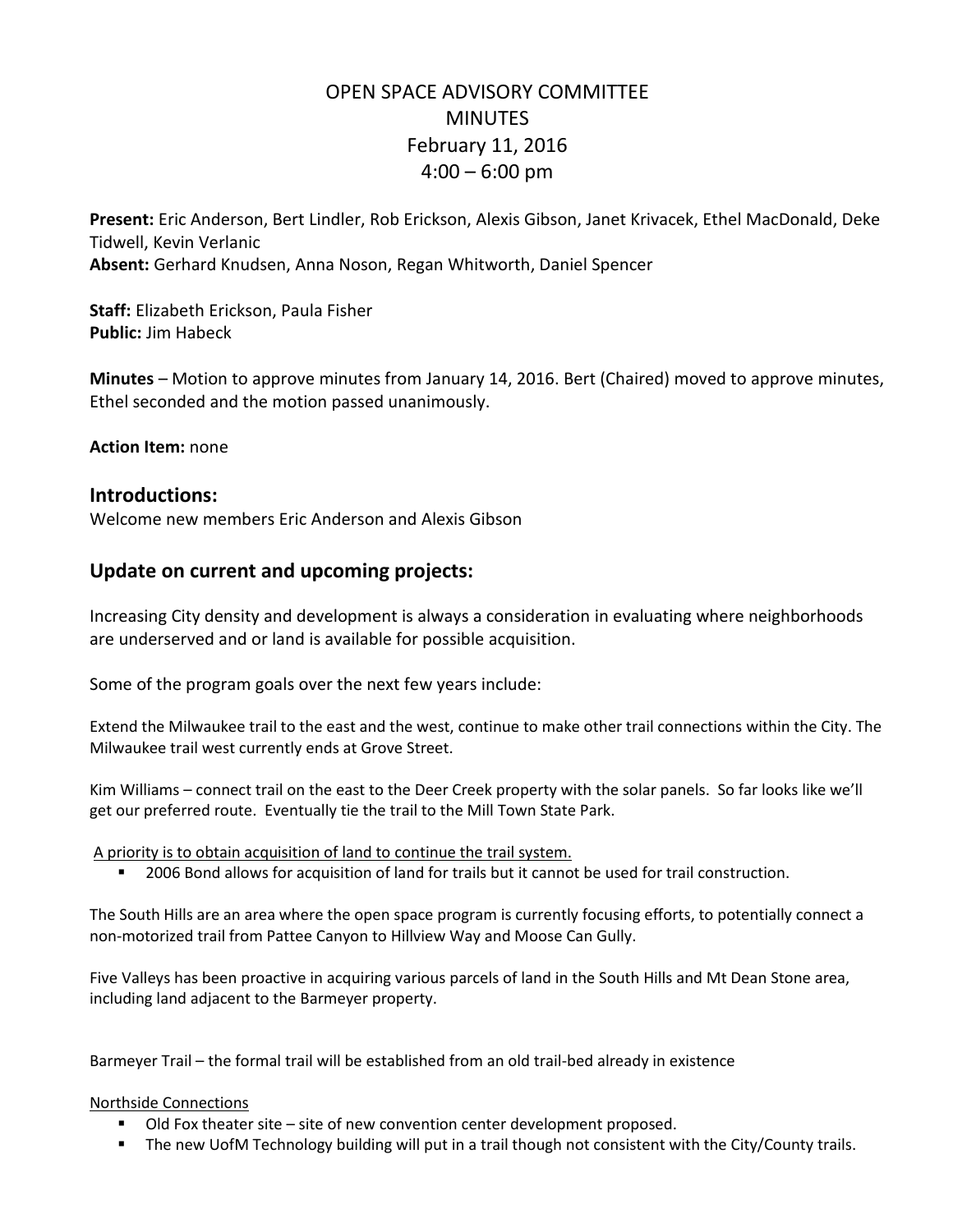# OPEN SPACE ADVISORY COMMITTEE
# MINUTES
# February 11, 2016
# 4:00 – 6:00 pm

**Present:** Eric Anderson, Bert Lindler, Rob Erickson, Alexis Gibson, Janet Krivacek, Ethel MacDonald, Deke Tidwell, Kevin Verlanic
**Absent:** Gerhard Knudsen, Anna Noson, Regan Whitworth, Daniel Spencer

**Staff:** Elizabeth Erickson, Paula Fisher
**Public:** Jim Habeck

**Minutes** – Motion to approve minutes from January 14, 2016. Bert (Chaired) moved to approve minutes, Ethel seconded and the motion passed unanimously.

**Action Item:** none

## Introductions:

Welcome new members Eric Anderson and Alexis Gibson

## Update on current and upcoming projects:

Increasing City density and development is always a consideration in evaluating where neighborhoods are underserved and or land is available for possible acquisition.

Some of the program goals over the next few years include:

Extend the Milwaukee trail to the east and the west, continue to make other trail connections within the City. The Milwaukee trail west currently ends at Grove Street.

Kim Williams – connect trail on the east to the Deer Creek property with the solar panels. So far looks like we'll get our preferred route. Eventually tie the trail to the Mill Town State Park.

<u>A priority is to obtain acquisition of land to continue the trail system.</u>

- 2006 Bond allows for acquisition of land for trails but it cannot be used for trail construction.

The South Hills are an area where the open space program is currently focusing efforts, to potentially connect a non-motorized trail from Pattee Canyon to Hillview Way and Moose Can Gully.

Five Valleys has been proactive in acquiring various parcels of land in the South Hills and Mt Dean Stone area, including land adjacent to the Barmeyer property.

Barmeyer Trail – the formal trail will be established from an old trail-bed already in existence

<u>Northside Connections</u>

- Old Fox theater site – site of new convention center development proposed.
- The new UofM Technology building will put in a trail though not consistent with the City/County trails.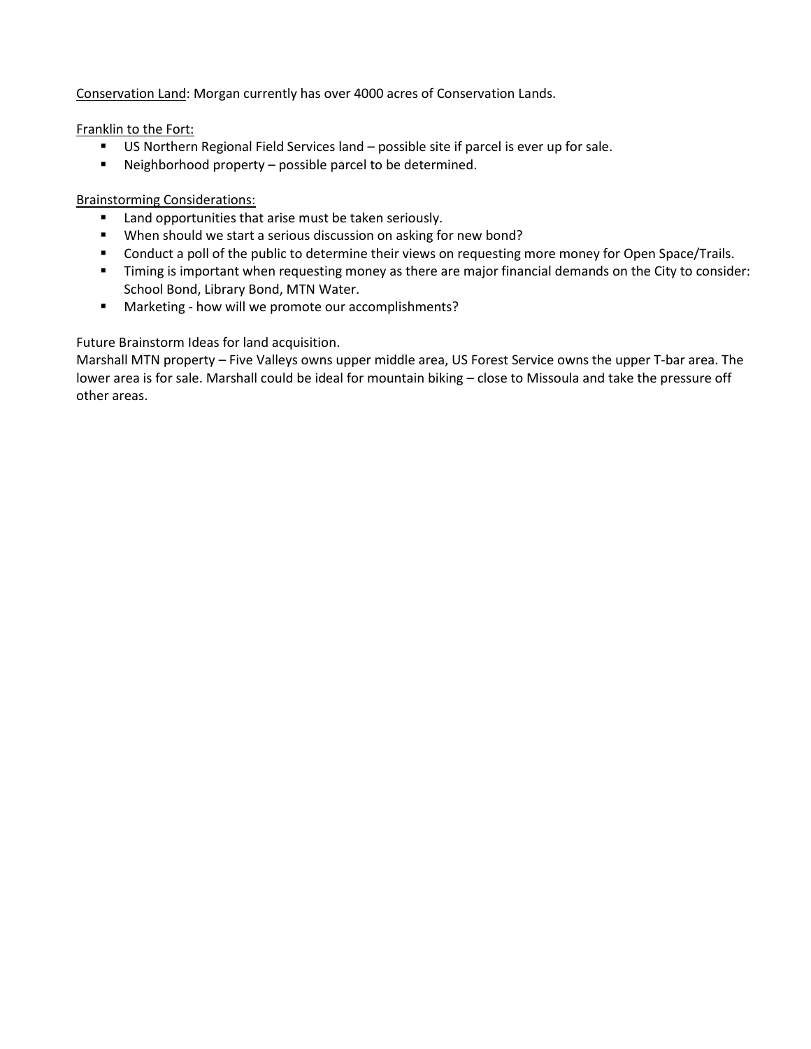<u>Conservation Land</u>: Morgan currently has over 4000 acres of Conservation Lands.

<u>Franklin to the Fort:</u>

- US Northern Regional Field Services land – possible site if parcel is ever up for sale.
- Neighborhood property – possible parcel to be determined.

<u>Brainstorming Considerations:</u>

- Land opportunities that arise must be taken seriously.
- When should we start a serious discussion on asking for new bond?
- Conduct a poll of the public to determine their views on requesting more money for Open Space/Trails.
- Timing is important when requesting money as there are major financial demands on the City to consider: School Bond, Library Bond, MTN Water.
- Marketing - how will we promote our accomplishments?

Future Brainstorm Ideas for land acquisition.
Marshall MTN property – Five Valleys owns upper middle area, US Forest Service owns the upper T-bar area. The lower area is for sale. Marshall could be ideal for mountain biking – close to Missoula and take the pressure off other areas.